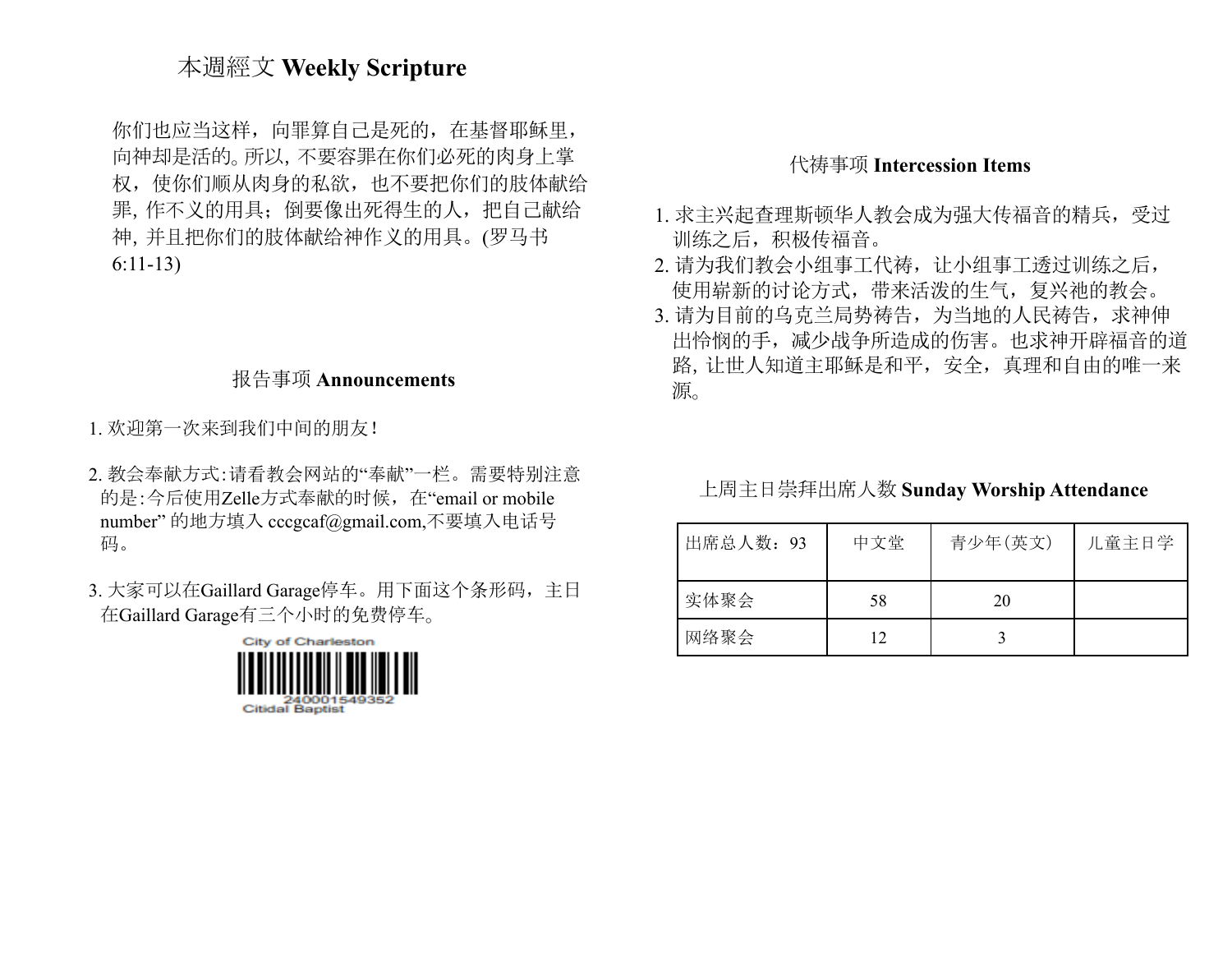## 本週經文 **Weekly Scripture**

你们也应当这样，向罪算自己是死的，在基督耶稣里，向神却是活的。所以, 不要容罪在你们必死的肉身上掌权，使你们顺从肉身的私欲，也不要把你们的肢体献给罪, 作不义的用具；倒要像出死得生的人，把自己献给神, 并且把你们的肢体献给神作义的用具。(罗马书 6:11-13)

## 报告事项 **Announcements**

1. 欢迎第一次来到我们中间的朋友！

2. 教会奉献方式:请看教会网站的"奉献"一栏。需要特别注意的是:今后使用Zelle方式奉献的时候，在"email or mobile number" 的地方填入 cccgcaf@gmail.com,不要填入电话号码。

3. 大家可以在Gaillard Garage停车。用下面这个条形码，主日在Gaillard Garage有三个小时的免费停车。

City of Charleston
240001549352
Citidal Baptist

## 代祷事项 **Intercession Items**

1. 求主兴起查理斯顿华人教会成为强大传福音的精兵，受过训练之后，积极传福音。
2. 请为我们教会小组事工代祷，让小组事工透过训练之后，使用崭新的讨论方式，带来活泼的生气，复兴祂的教会。
3. 请为目前的乌克兰局势祷告，为当地的人民祷告，求神伸出怜悯的手，减少战争所造成的伤害。也求神开辟福音的道路, 让世人知道主耶稣是和平，安全，真理和自由的唯一来源。

## 上周主日崇拜出席人数 **Sunday Worship Attendance**

| 出席总人数：93 | 中文堂 | 青少年(英文) | 儿童主日学 |
|---|---|---|---|
| 实体聚会 | 58 | 20 | |
| 网络聚会 | 12 | 3 | |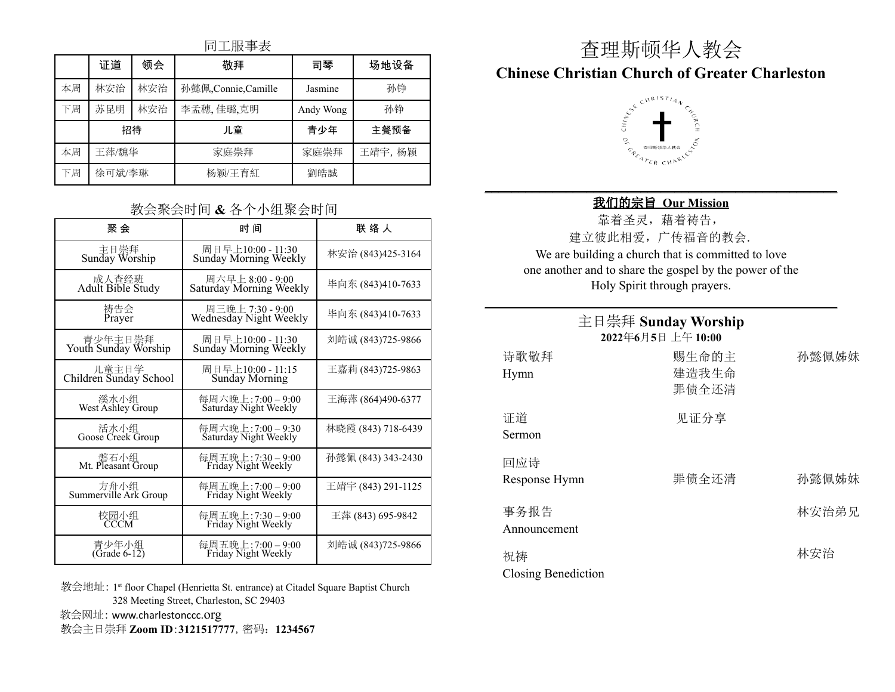同工服事表

| | 证道 | 领会 | 敬拜 | 司琴 | 场地设备 |
|---|---|---|---|---|---|
| 本周 | 林安治 | 林安治 | 孙懿佩,Connie,Camille | Jasmine | 孙铮 |
| 下周 | 苏昆明 | 林安治 | 李孟穗, 佳璐,克明 | Andy Wong | 孙铮 |
| | 招待 | | 儿童 | 青少年 | 主餐预备 |
| 本周 | 王萍/魏华 | | 家庭崇拜 | 家庭崇拜 | 王靖宇, 杨颖 |
| 下周 | 徐可斌/李琳 | | 杨颖/王育紅 | 劉皓誠 | |

教会聚会时间 & 各个小组聚会时间

| 聚 会 | 时 间 | 联 络 人 |
|---|---|---|
| 主日崇拜 Sunday Worship | 周日早上10:00 - 11:30 Sunday Morning Weekly | 林安治 (843)425-3164 |
| 成人查经班 Adult Bible Study | 周六早上 8:00 - 9:00 Saturday Morning Weekly | 毕向东 (843)410-7633 |
| 祷告会 Prayer | 周三晚上 7:30 - 9:00 Wednesday Night Weekly | 毕向东 (843)410-7633 |
| 青少年主日崇拜 Youth Sunday Worship | 周日早上10:00 - 11:30 Sunday Morning Weekly | 刘皓诚 (843)725-9866 |
| 儿童主日学 Children Sunday School | 周日早上10:00 - 11:15 Sunday Morning | 王嘉莉 (843)725-9863 |
| 溪水小组 West Ashley Group | 每周六晚上: 7:00 – 9:00 Saturday Night Weekly | 王海萍 (864)490-6377 |
| 活水小组 Goose Creek Group | 每周六晚上: 7:00 – 9:30 Saturday Night Weekly | 林晓霞 (843) 718-6439 |
| 磐石小组 Mt. Pleasant Group | 每周五晚上: 7:30 – 9:00 Friday Night Weekly | 孙懿佩 (843) 343-2430 |
| 方舟小组 Summerville Ark Group | 每周五晚上: 7:00 – 9:00 Friday Night Weekly | 王靖宇 (843) 291-1125 |
| 校园小组 CCCM | 每周五晚上: 7:30 – 9:00 Friday Night Weekly | 王萍 (843) 695-9842 |
| 青少年小组 (Grade 6-12) | 每周五晚上: 7:00 – 9:00 Friday Night Weekly | 刘皓诚 (843)725-9866 |

教会地址: 1st floor Chapel (Henrietta St. entrance) at Citadel Square Baptist Church
328 Meeting Street, Charleston, SC 29403

教会网址: www.charlestonccc.org

教会主日崇拜 **Zoom ID**:**3121517777**, 密码: **1234567**

# 查理斯顿华人教会

## Chinese Christian Church of Greater Charleston

**我们的宗旨 Our Mission**

靠着圣灵，藉着祷告，
建立彼此相爱，广传福音的教会.
We are building a church that is committed to love one another and to share the gospel by the power of the Holy Spirit through prayers.

## 主日崇拜 Sunday Worship

**2022**年**6**月**5**日 上午 **10:00**

| | | |
|---|---|---|
| 诗歌敬拜 Hymn | 赐生命的主<br>建造我生命<br>罪债全还清 | 孙懿佩姊妹 |
| 证道 Sermon | 见证分享 | |
| 回应诗 Response Hymn | 罪债全还清 | 孙懿佩姊妹 |
| 事务报告 Announcement | | 林安治弟兄 |
| 祝祷 Closing Benediction | | 林安治 |